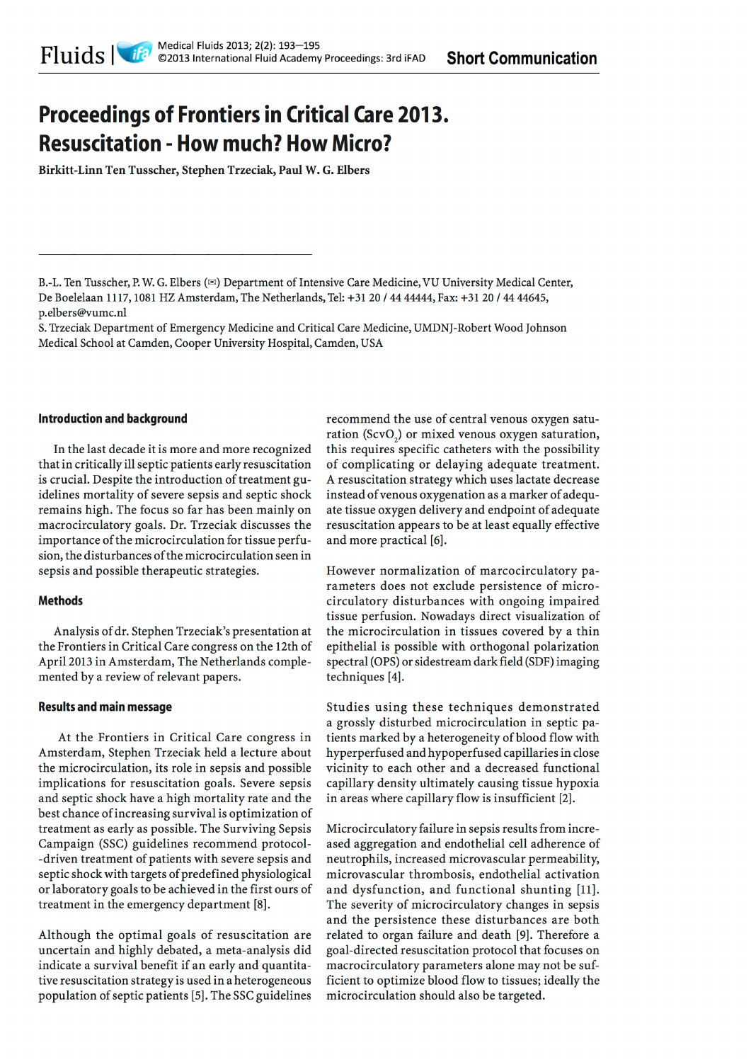# Proceedings of Frontiers in Critical Care 2013. Resuscitation - How much? How Micro?

**Birkitt-Linn Ten Tusscher, Stephen Trzeciak, Paul W. G. Elbers**

B.-L. Ten Tusscher, P. W. G. Elbers (✉) Department of Intensive Care Medicine, VU University Medical Center, De Boelelaan 1117, 1081 HZ Amsterdam, The Netherlands, Tel: +31 20 / 44 44444, Fax: +31 20 / 44 44645, p.elbers@vumc.nl

S. Trzeciak Department of Emergency Medicine and Critical Care Medicine, UMDNJ-Robert Wood Johnson Medical School at Camden, Cooper University Hospital, Camden, USA

## Introduction and background

In the last decade it is more and more recognized that in critically ill septic patients early resuscitation is crucial. Despite the introduction of treatment guidelines mortality of severe sepsis and septic shock remains high. The focus so far has been mainly on macrocirculatory goals. Dr. Trzeciak discusses the importance of the microcirculation for tissue perfusion, the disturbances of the microcirculation seen in sepsis and possible therapeutic strategies.

## Methods

Analysis of dr. Stephen Trzeciak's presentation at the Frontiers in Critical Care congress on the 12th of April 2013 in Amsterdam, The Netherlands complemented by a review of relevant papers.

## Results and main message

At the Frontiers in Critical Care congress in Amsterdam, Stephen Trzeciak held a lecture about the microcirculation, its role in sepsis and possible implications for resuscitation goals. Severe sepsis and septic shock have a high mortality rate and the best chance of increasing survival is optimization of treatment as early as possible. The Surviving Sepsis Campaign (SSC) guidelines recommend protocol-driven treatment of patients with severe sepsis and septic shock with targets of predefined physiological or laboratory goals to be achieved in the first ours of treatment in the emergency department [8].

Although the optimal goals of resuscitation are uncertain and highly debated, a meta-analysis did indicate a survival benefit if an early and quantitative resuscitation strategy is used in a heterogeneous population of septic patients [5]. The SSC guidelines recommend the use of central venous oxygen saturation ($ScvO_2$) or mixed venous oxygen saturation, this requires specific catheters with the possibility of complicating or delaying adequate treatment. A resuscitation strategy which uses lactate decrease instead of venous oxygenation as a marker of adequate tissue oxygen delivery and endpoint of adequate resuscitation appears to be at least equally effective and more practical [6].

However normalization of marcocirculatory parameters does not exclude persistence of microcirculatory disturbances with ongoing impaired tissue perfusion. Nowadays direct visualization of the microcirculation in tissues covered by a thin epithelial is possible with orthogonal polarization spectral (OPS) or sidestream dark field (SDF) imaging techniques [4].

Studies using these techniques demonstrated a grossly disturbed microcirculation in septic patients marked by a heterogeneity of blood flow with hyperperfused and hypoperfused capillaries in close vicinity to each other and a decreased functional capillary density ultimately causing tissue hypoxia in areas where capillary flow is insufficient [2].

Microcirculatory failure in sepsis results from increased aggregation and endothelial cell adherence of neutrophils, increased microvascular permeability, microvascular thrombosis, endothelial activation and dysfunction, and functional shunting [11]. The severity of microcirculatory changes in sepsis and the persistence these disturbances are both related to organ failure and death [9]. Therefore a goal-directed resuscitation protocol that focuses on macrocirculatory parameters alone may not be sufficient to optimize blood flow to tissues; ideally the microcirculation should also be targeted.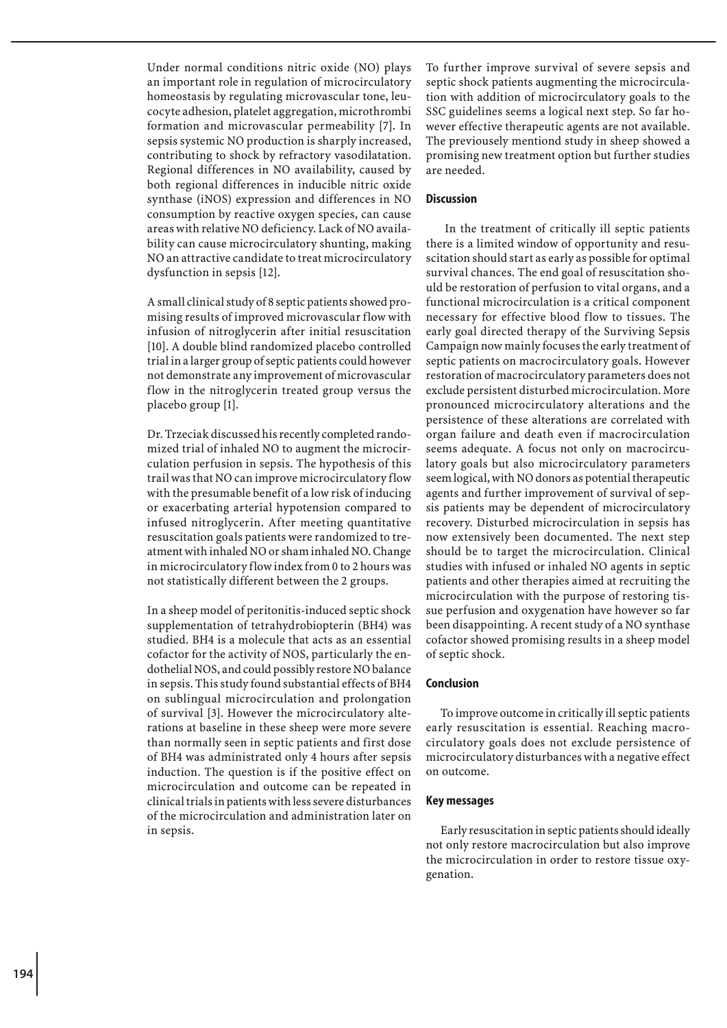Under normal conditions nitric oxide (NO) plays an important role in regulation of microcirculatory homeostasis by regulating microvascular tone, leucocyte adhesion, platelet aggregation, microthrombi formation and microvascular permeability [7]. In sepsis systemic NO production is sharply increased, contributing to shock by refractory vasodilatation. Regional differences in NO availability, caused by both regional differences in inducible nitric oxide synthase (iNOS) expression and differences in NO consumption by reactive oxygen species, can cause areas with relative NO deficiency. Lack of NO availability can cause microcirculatory shunting, making NO an attractive candidate to treat microcirculatory dysfunction in sepsis [12].

A small clinical study of 8 septic patients showed promising results of improved microvascular flow with infusion of nitroglycerin after initial resuscitation [10]. A double blind randomized placebo controlled trial in a larger group of septic patients could however not demonstrate any improvement of microvascular flow in the nitroglycerin treated group versus the placebo group [1].

Dr. Trzeciak discussed his recently completed randomized trial of inhaled NO to augment the microcirculation perfusion in sepsis. The hypothesis of this trail was that NO can improve microcirculatory flow with the presumable benefit of a low risk of inducing or exacerbating arterial hypotension compared to infused nitroglycerin. After meeting quantitative resuscitation goals patients were randomized to treatment with inhaled NO or sham inhaled NO. Change in microcirculatory flow index from 0 to 2 hours was not statistically different between the 2 groups.

In a sheep model of peritonitis-induced septic shock supplementation of tetrahydrobiopterin (BH4) was studied. BH4 is a molecule that acts as an essential cofactor for the activity of NOS, particularly the endothelial NOS, and could possibly restore NO balance in sepsis. This study found substantial effects of BH4 on sublingual microcirculation and prolongation of survival [3]. However the microcirculatory alterations at baseline in these sheep were more severe than normally seen in septic patients and first dose of BH4 was administrated only 4 hours after sepsis induction. The question is if the positive effect on microcirculation and outcome can be repeated in clinical trials in patients with less severe disturbances of the microcirculation and administration later on in sepsis.

To further improve survival of severe sepsis and septic shock patients augmenting the microcirculation with addition of microcirculatory goals to the SSC guidelines seems a logical next step. So far however effective therapeutic agents are not available. The previoulsely mentiond study in sheep showed a promising new treatment option but further studies are needed.

## Discussion

In the treatment of critically ill septic patients there is a limited window of opportunity and resuscitation should start as early as possible for optimal survival chances. The end goal of resuscitation should be restoration of perfusion to vital organs, and a functional microcirculation is a critical component necessary for effective blood flow to tissues. The early goal directed therapy of the Surviving Sepsis Campaign now mainly focuses the early treatment of septic patients on macrocirculatory goals. However restoration of macrocirculatory parameters does not exclude persistent disturbed microcirculation. More pronounced microcirculatory alterations and the persistence of these alterations are correlated with organ failure and death even if macrocirculation seems adequate. A focus not only on macrocirculatory goals but also microcirculatory parameters seem logical, with NO donors as potential therapeutic agents and further improvement of survival of sepsis patients may be dependent of microcirculatory recovery. Disturbed microcirculation in sepsis has now extensively been documented. The next step should be to target the microcirculation. Clinical studies with infused or inhaled NO agents in septic patients and other therapies aimed at recruiting the microcirculation with the purpose of restoring tissue perfusion and oxygenation have however so far been disappointing. A recent study of a NO synthase cofactor showed promising results in a sheep model of septic shock.

## Conclusion

To improve outcome in critically ill septic patients early resuscitation is essential. Reaching macrocirculatory goals does not exclude persistence of microcirculatory disturbances with a negative effect on outcome.

## Key messages

Early resuscitation in septic patients should ideally not only restore macrocirculation but also improve the microcirculation in order to restore tissue oxygenation.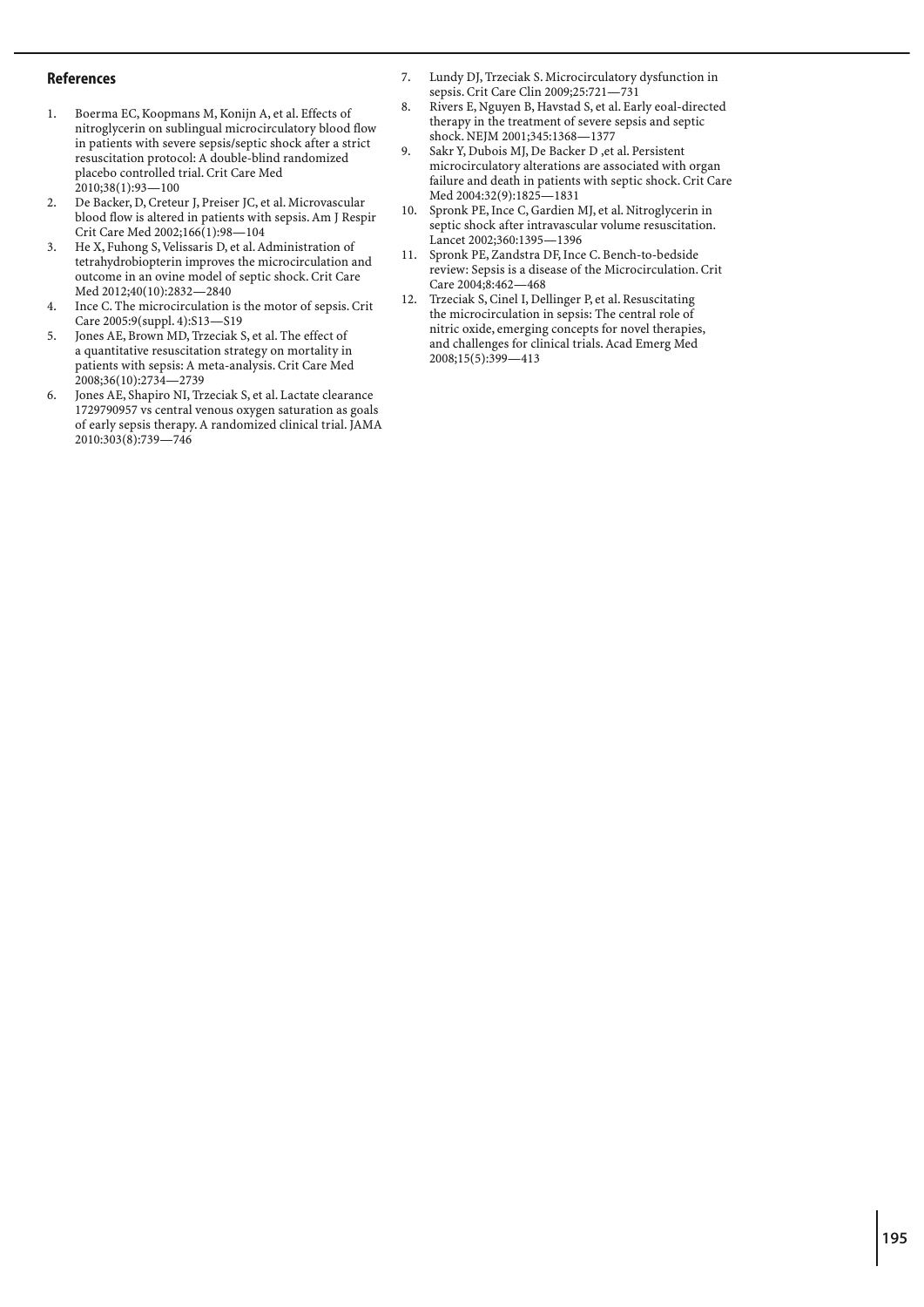## References

1. Boerma EC, Koopmans M, Konijn A, et al. Effects of nitroglycerin on sublingual microcirculatory blood flow in patients with severe sepsis/septic shock after a strict resuscitation protocol: A double-blind randomized placebo controlled trial. Crit Care Med 2010;38(1):93—100
2. De Backer, D, Creteur J, Preiser JC, et al. Microvascular blood flow is altered in patients with sepsis. Am J Respir Crit Care Med 2002;166(1):98—104
3. He X, Fuhong S, Velissaris D, et al. Administration of tetrahydrobiopterin improves the microcirculation and outcome in an ovine model of septic shock. Crit Care Med 2012;40(10):2832—2840
4. Ince C. The microcirculation is the motor of sepsis. Crit Care 2005:9(suppl. 4):S13—S19
5. Jones AE, Brown MD, Trzeciak S, et al. The effect of a quantitative resuscitation strategy on mortality in patients with sepsis: A meta-analysis. Crit Care Med 2008;36(10):2734—2739
6. Jones AE, Shapiro NI, Trzeciak S, et al. Lactate clearance 1729790957 vs central venous oxygen saturation as goals of early sepsis therapy. A randomized clinical trial. JAMA 2010:303(8):739—746
7. Lundy DJ, Trzeciak S. Microcirculatory dysfunction in sepsis. Crit Care Clin 2009;25:721—731
8. Rivers E, Nguyen B, Havstad S, et al. Early eoal-directed therapy in the treatment of severe sepsis and septic shock. NEJM 2001;345:1368—1377
9. Sakr Y, Dubois MJ, De Backer D ,et al. Persistent microcirculatory alterations are associated with organ failure and death in patients with septic shock. Crit Care Med 2004:32(9):1825—1831
10. Spronk PE, Ince C, Gardien MJ, et al. Nitroglycerin in septic shock after intravascular volume resuscitation. Lancet 2002;360:1395—1396
11. Spronk PE, Zandstra DF, Ince C. Bench-to-bedside review: Sepsis is a disease of the Microcirculation. Crit Care 2004;8:462—468
12. Trzeciak S, Cinel I, Dellinger P, et al. Resuscitating the microcirculation in sepsis: The central role of nitric oxide, emerging concepts for novel therapies, and challenges for clinical trials. Acad Emerg Med 2008;15(5):399—413